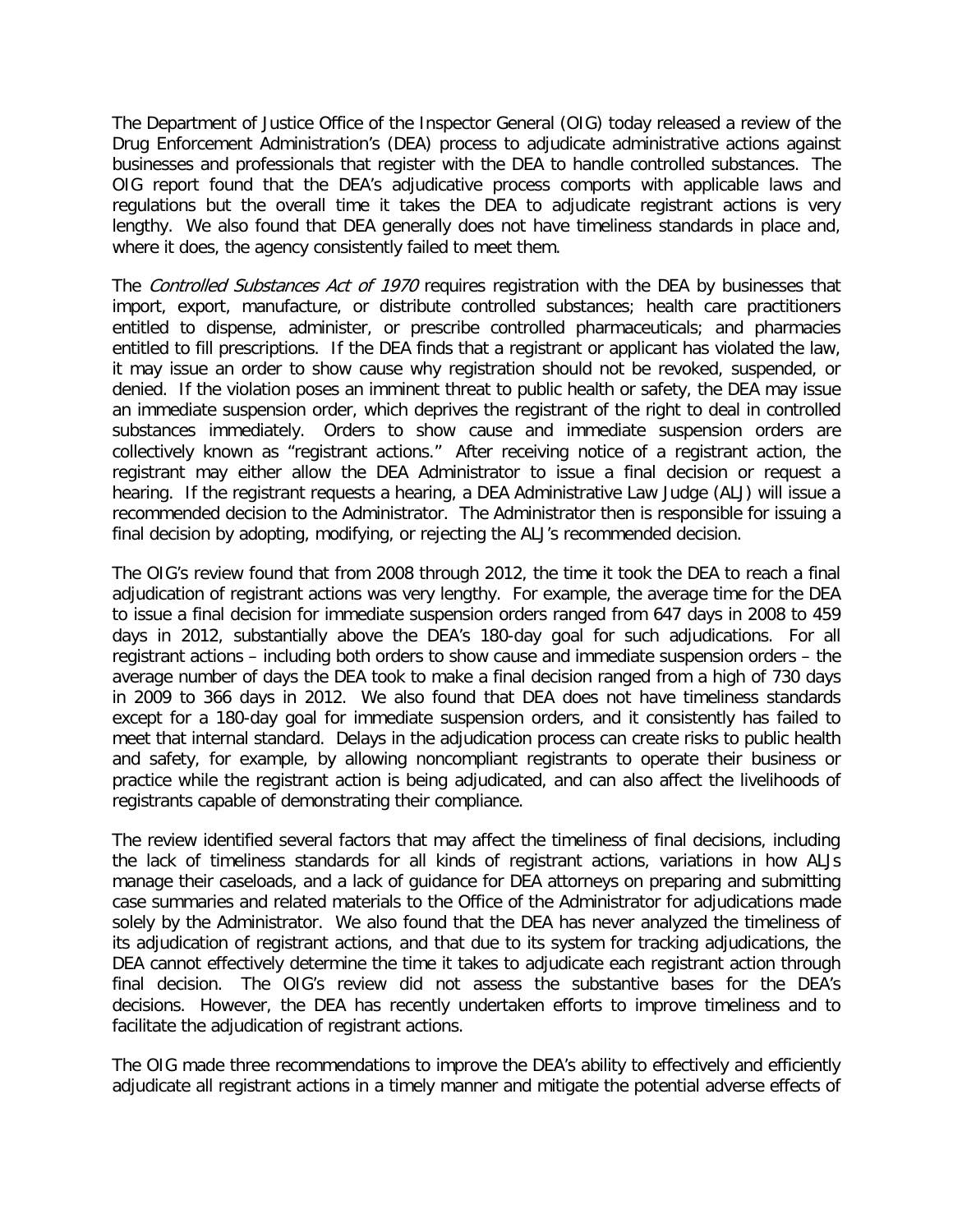The Department of Justice Office of the Inspector General (OIG) today released a review of the Drug Enforcement Administration's (DEA) process to adjudicate administrative actions against businesses and professionals that register with the DEA to handle controlled substances. The OIG report found that the DEA's adjudicative process comports with applicable laws and regulations but the overall time it takes the DEA to adjudicate registrant actions is very lengthy. We also found that DEA generally does not have timeliness standards in place and, where it does, the agency consistently failed to meet them.

The *Controlled Substances Act of 1970* requires registration with the DEA by businesses that import, export, manufacture, or distribute controlled substances; health care practitioners entitled to dispense, administer, or prescribe controlled pharmaceuticals; and pharmacies entitled to fill prescriptions. If the DEA finds that a registrant or applicant has violated the law, it may issue an order to show cause why registration should not be revoked, suspended, or denied. If the violation poses an imminent threat to public health or safety, the DEA may issue an immediate suspension order, which deprives the registrant of the right to deal in controlled substances immediately. Orders to show cause and immediate suspension orders are collectively known as "registrant actions." After receiving notice of a registrant action, the registrant may either allow the DEA Administrator to issue a final decision or request a hearing. If the registrant requests a hearing, a DEA Administrative Law Judge (ALJ) will issue a recommended decision to the Administrator. The Administrator then is responsible for issuing a final decision by adopting, modifying, or rejecting the ALJ's recommended decision.

The OIG's review found that from 2008 through 2012, the time it took the DEA to reach a final adjudication of registrant actions was very lengthy. For example, the average time for the DEA to issue a final decision for immediate suspension orders ranged from 647 days in 2008 to 459 days in 2012, substantially above the DEA's 180-day goal for such adjudications. For all registrant actions – including both orders to show cause and immediate suspension orders – the average number of days the DEA took to make a final decision ranged from a high of 730 days in 2009 to 366 days in 2012. We also found that DEA does not have timeliness standards except for a 180-day goal for immediate suspension orders, and it consistently has failed to meet that internal standard. Delays in the adjudication process can create risks to public health and safety, for example, by allowing noncompliant registrants to operate their business or practice while the registrant action is being adjudicated, and can also affect the livelihoods of registrants capable of demonstrating their compliance.

The review identified several factors that may affect the timeliness of final decisions, including the lack of timeliness standards for all kinds of registrant actions, variations in how ALJs manage their caseloads, and a lack of guidance for DEA attorneys on preparing and submitting case summaries and related materials to the Office of the Administrator for adjudications made solely by the Administrator. We also found that the DEA has never analyzed the timeliness of its adjudication of registrant actions, and that due to its system for tracking adjudications, the DEA cannot effectively determine the time it takes to adjudicate each registrant action through final decision. The OIG's review did not assess the substantive bases for the DEA's decisions. However, the DEA has recently undertaken efforts to improve timeliness and to facilitate the adjudication of registrant actions.

The OIG made three recommendations to improve the DEA's ability to effectively and efficiently adjudicate all registrant actions in a timely manner and mitigate the potential adverse effects of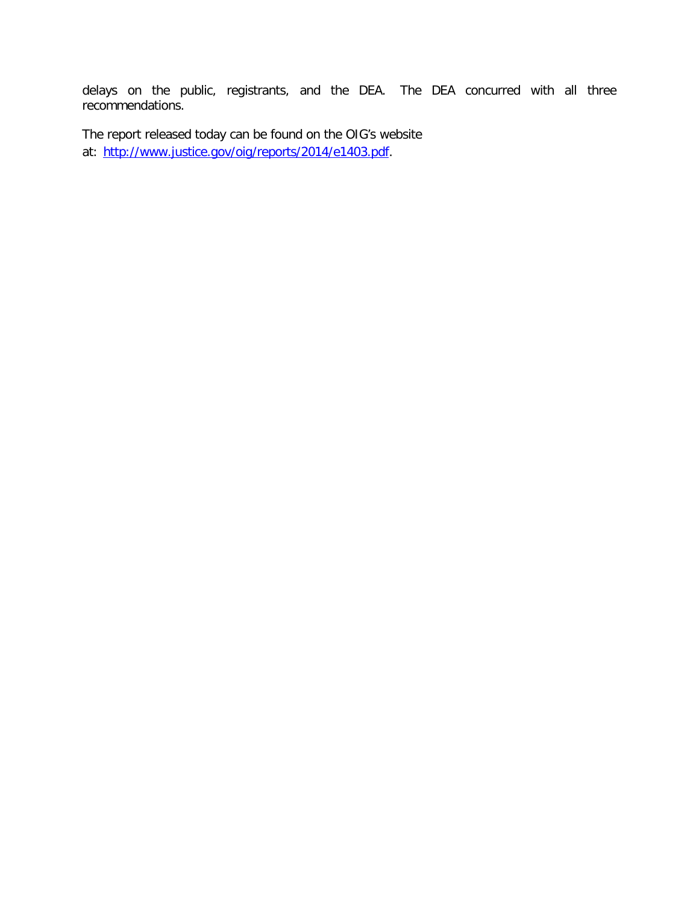delays on the public, registrants, and the DEA. The DEA concurred with all three recommendations.

The report released today can be found on the OIG's website at: [http://www.justice.gov/oig/reports/2014/e1403.pdf](http://www.justice.gov/oig/reports/2014/e1403.pdf).